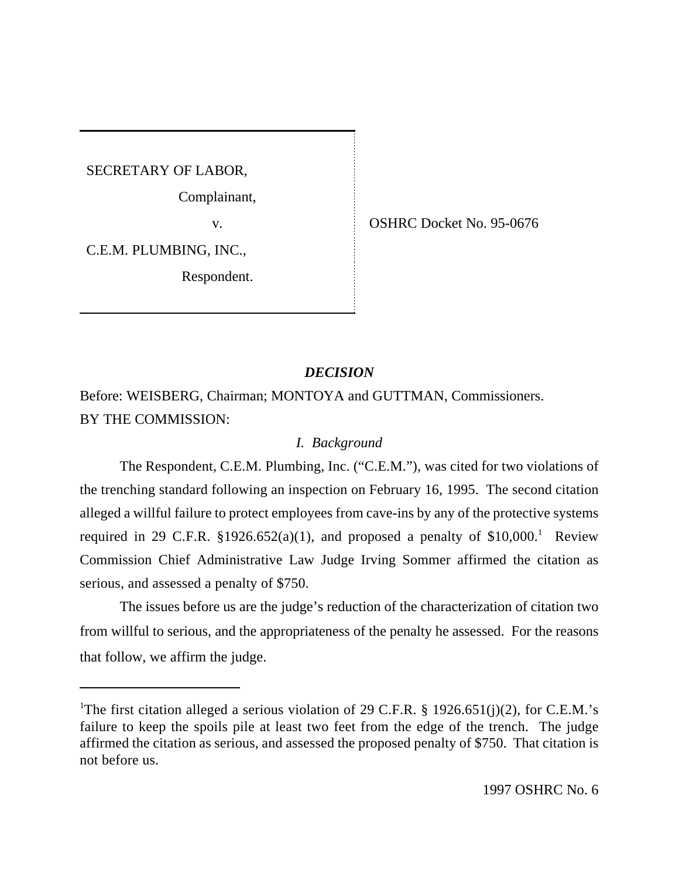SECRETARY OF LABOR,

Complainant,

v.

C.E.M. PLUMBING, INC.,

Respondent.

OSHRC Docket No. 95-0676

## *DECISION*

Before: WEISBERG, Chairman; MONTOYA and GUTTMAN, Commissioners.

BY THE COMMISSION:

### *I. Background*

The Respondent, C.E.M. Plumbing, Inc. ("C.E.M."), was cited for two violations of the trenching standard following an inspection on February 16, 1995. The second citation alleged a willful failure to protect employees from cave-ins by any of the protective systems required in 29 C.F.R. §1926.652(a)(1), and proposed a penalty of $10,000.[1] Review Commission Chief Administrative Law Judge Irving Sommer affirmed the citation as serious, and assessed a penalty of $750.

The issues before us are the judge's reduction of the characterization of citation two from willful to serious, and the appropriateness of the penalty he assessed. For the reasons that follow, we affirm the judge.

---

[1]The first citation alleged a serious violation of 29 C.F.R. § 1926.651(j)(2), for C.E.M.'s failure to keep the spoils pile at least two feet from the edge of the trench. The judge affirmed the citation as serious, and assessed the proposed penalty of $750. That citation is not before us.

1997 OSHRC No. 6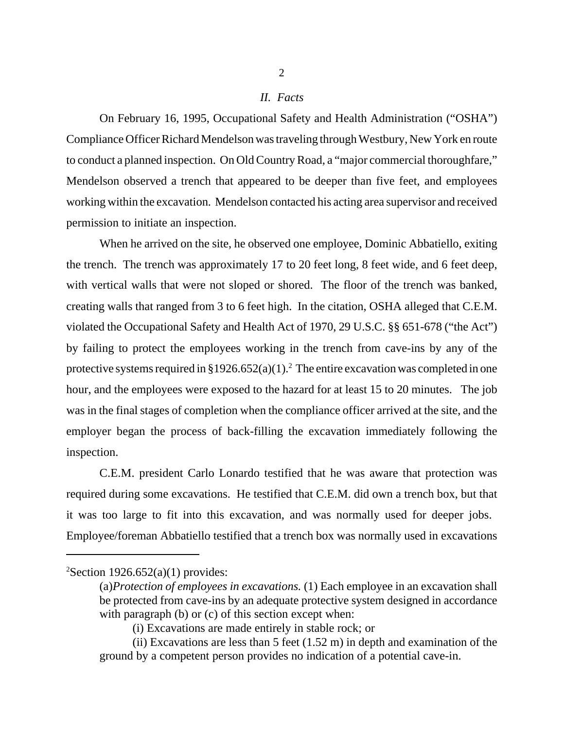## *II. Facts*

On February 16, 1995, Occupational Safety and Health Administration ("OSHA") Compliance Officer Richard Mendelson was traveling through Westbury, New York en route to conduct a planned inspection. On Old Country Road, a "major commercial thoroughfare," Mendelson observed a trench that appeared to be deeper than five feet, and employees working within the excavation. Mendelson contacted his acting area supervisor and received permission to initiate an inspection.

When he arrived on the site, he observed one employee, Dominic Abbatiello, exiting the trench. The trench was approximately 17 to 20 feet long, 8 feet wide, and 6 feet deep, with vertical walls that were not sloped or shored. The floor of the trench was banked, creating walls that ranged from 3 to 6 feet high. In the citation, OSHA alleged that C.E.M. violated the Occupational Safety and Health Act of 1970, 29 U.S.C. §§ 651-678 ("the Act") by failing to protect the employees working in the trench from cave-ins by any of the protective systems required in §1926.652(a)(1).[2] The entire excavation was completed in one hour, and the employees were exposed to the hazard for at least 15 to 20 minutes. The job was in the final stages of completion when the compliance officer arrived at the site, and the employer began the process of back-filling the excavation immediately following the inspection.

C.E.M. president Carlo Lonardo testified that he was aware that protection was required during some excavations. He testified that C.E.M. did own a trench box, but that it was too large to fit into this excavation, and was normally used for deeper jobs. Employee/foreman Abbatiello testified that a trench box was normally used in excavations

---

[2]Section 1926.652(a)(1) provides:

> (a)*Protection of employees in excavations.* (1) Each employee in an excavation shall be protected from cave-ins by an adequate protective system designed in accordance with paragraph (b) or (c) of this section except when:
>
> (i) Excavations are made entirely in stable rock; or
>
> (ii) Excavations are less than 5 feet (1.52 m) in depth and examination of the ground by a competent person provides no indication of a potential cave-in.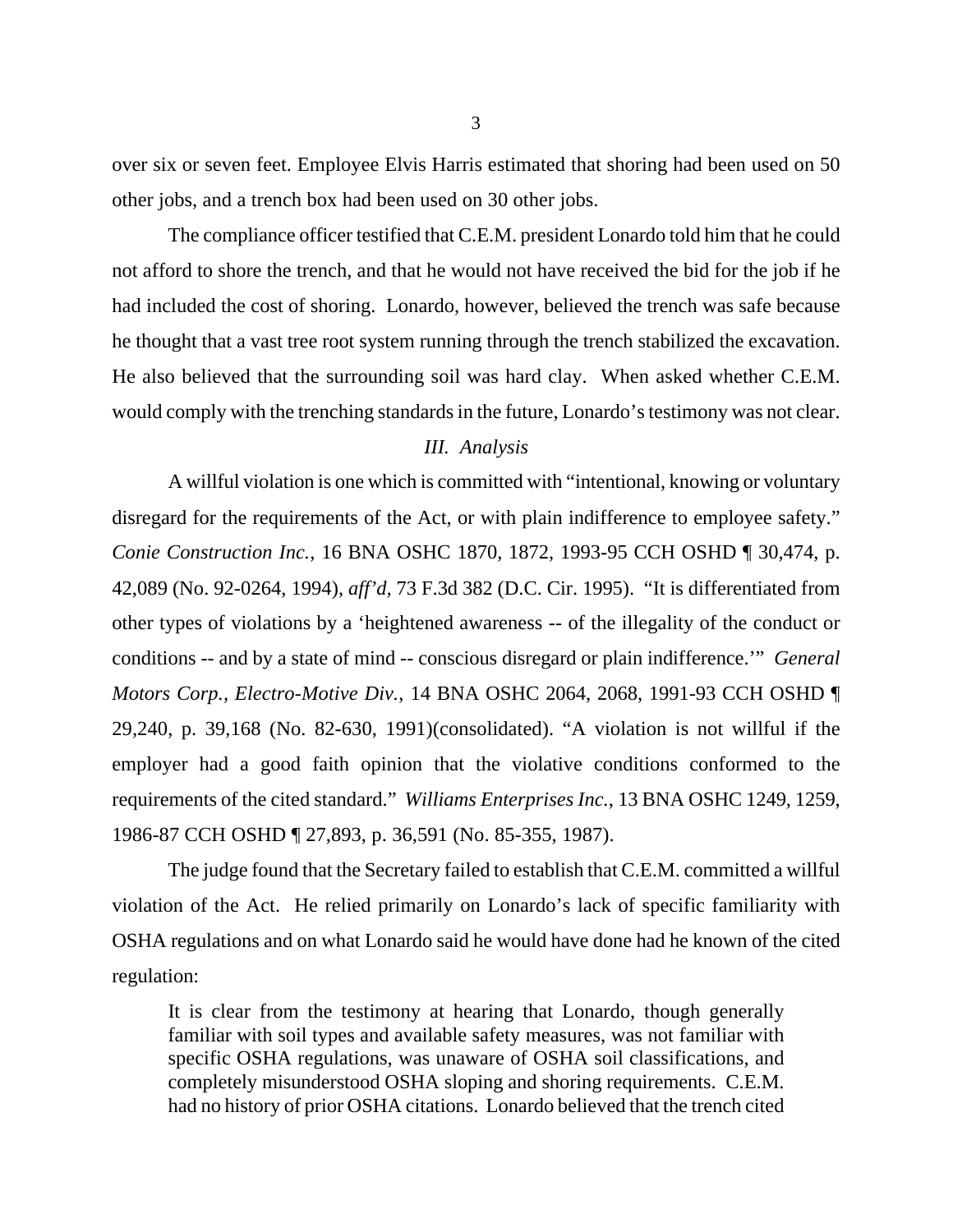over six or seven feet. Employee Elvis Harris estimated that shoring had been used on 50 other jobs, and a trench box had been used on 30 other jobs.

The compliance officer testified that C.E.M. president Lonardo told him that he could not afford to shore the trench, and that he would not have received the bid for the job if he had included the cost of shoring. Lonardo, however, believed the trench was safe because he thought that a vast tree root system running through the trench stabilized the excavation. He also believed that the surrounding soil was hard clay. When asked whether C.E.M. would comply with the trenching standards in the future, Lonardo's testimony was not clear.

### *III. Analysis*

A willful violation is one which is committed with "intentional, knowing or voluntary disregard for the requirements of the Act, or with plain indifference to employee safety." *Conie Construction Inc.*, 16 BNA OSHC 1870, 1872, 1993-95 CCH OSHD ¶ 30,474, p. 42,089 (No. 92-0264, 1994), *aff'd,* 73 F.3d 382 (D.C. Cir. 1995). "It is differentiated from other types of violations by a 'heightened awareness -- of the illegality of the conduct or conditions -- and by a state of mind -- conscious disregard or plain indifference.'" *General Motors Corp., Electro-Motive Div.*, 14 BNA OSHC 2064, 2068, 1991-93 CCH OSHD ¶ 29,240, p. 39,168 (No. 82-630, 1991)(consolidated). "A violation is not willful if the employer had a good faith opinion that the violative conditions conformed to the requirements of the cited standard." *Williams Enterprises Inc.*, 13 BNA OSHC 1249, 1259, 1986-87 CCH OSHD ¶ 27,893, p. 36,591 (No. 85-355, 1987).

The judge found that the Secretary failed to establish that C.E.M. committed a willful violation of the Act. He relied primarily on Lonardo's lack of specific familiarity with OSHA regulations and on what Lonardo said he would have done had he known of the cited regulation:

> It is clear from the testimony at hearing that Lonardo, though generally familiar with soil types and available safety measures, was not familiar with specific OSHA regulations, was unaware of OSHA soil classifications, and completely misunderstood OSHA sloping and shoring requirements. C.E.M. had no history of prior OSHA citations. Lonardo believed that the trench cited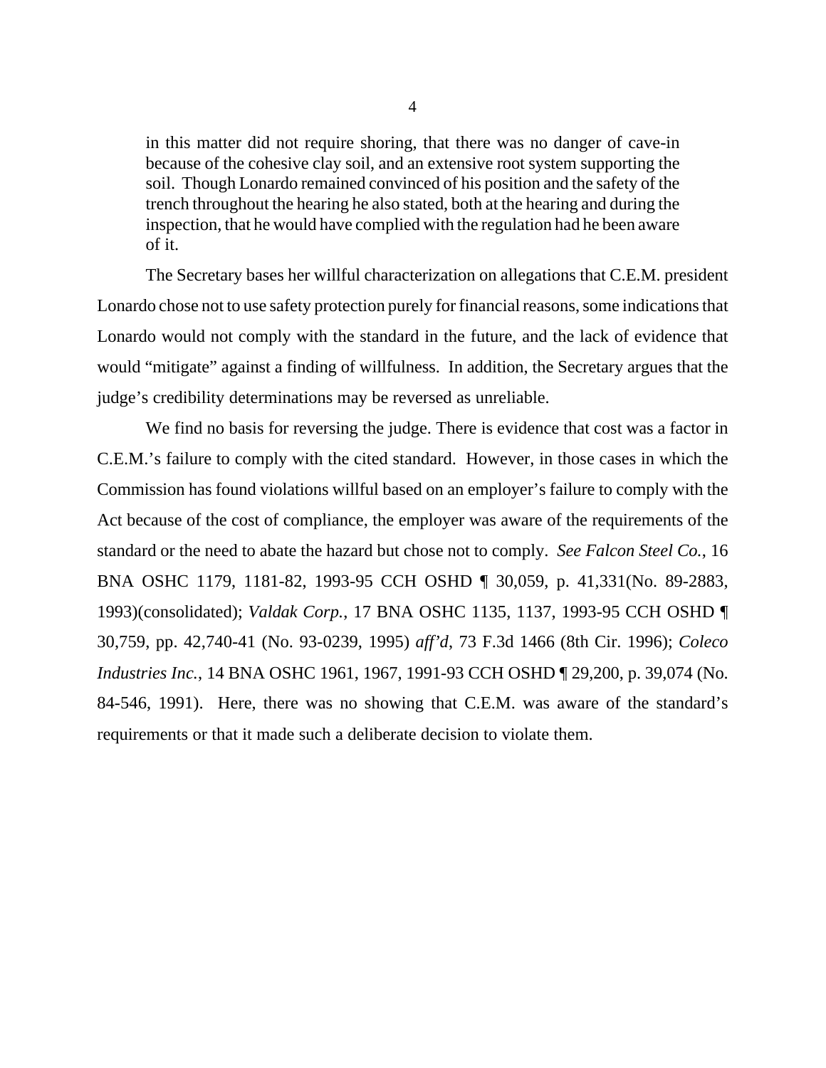> in this matter did not require shoring, that there was no danger of cave-in because of the cohesive clay soil, and an extensive root system supporting the soil. Though Lonardo remained convinced of his position and the safety of the trench throughout the hearing he also stated, both at the hearing and during the inspection, that he would have complied with the regulation had he been aware of it.

The Secretary bases her willful characterization on allegations that C.E.M. president Lonardo chose not to use safety protection purely for financial reasons, some indications that Lonardo would not comply with the standard in the future, and the lack of evidence that would "mitigate" against a finding of willfulness. In addition, the Secretary argues that the judge's credibility determinations may be reversed as unreliable.

We find no basis for reversing the judge. There is evidence that cost was a factor in C.E.M.'s failure to comply with the cited standard. However, in those cases in which the Commission has found violations willful based on an employer's failure to comply with the Act because of the cost of compliance, the employer was aware of the requirements of the standard or the need to abate the hazard but chose not to comply. *See Falcon Steel Co.*, 16 BNA OSHC 1179, 1181-82, 1993-95 CCH OSHD ¶ 30,059, p. 41,331(No. 89-2883, 1993)(consolidated); *Valdak Corp.*, 17 BNA OSHC 1135, 1137, 1993-95 CCH OSHD ¶ 30,759, pp. 42,740-41 (No. 93-0239, 1995) *aff'd*, 73 F.3d 1466 (8th Cir. 1996); *Coleco Industries Inc.*, 14 BNA OSHC 1961, 1967, 1991-93 CCH OSHD ¶ 29,200, p. 39,074 (No. 84-546, 1991). Here, there was no showing that C.E.M. was aware of the standard's requirements or that it made such a deliberate decision to violate them.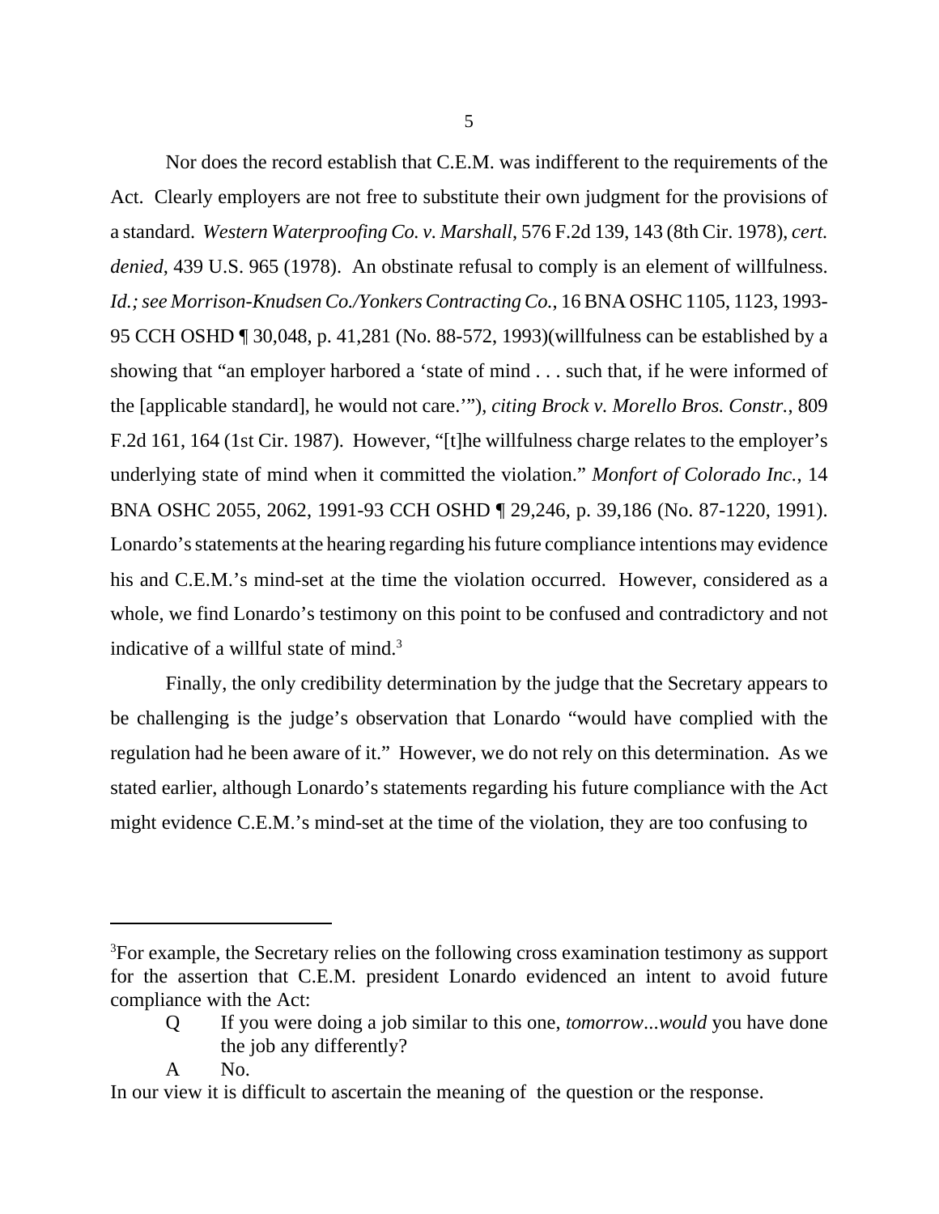Nor does the record establish that C.E.M. was indifferent to the requirements of the Act. Clearly employers are not free to substitute their own judgment for the provisions of a standard. *Western Waterproofing Co. v. Marshall*, 576 F.2d 139, 143 (8th Cir. 1978), *cert. denied*, 439 U.S. 965 (1978). An obstinate refusal to comply is an element of willfulness. *Id.; see Morrison-Knudsen Co./Yonkers Contracting Co.*, 16 BNA OSHC 1105, 1123, 1993-95 CCH OSHD ¶ 30,048, p. 41,281 (No. 88-572, 1993)(willfulness can be established by a showing that "an employer harbored a 'state of mind . . . such that, if he were informed of the [applicable standard], he would not care.'"), *citing Brock v. Morello Bros. Constr.*, 809 F.2d 161, 164 (1st Cir. 1987). However, "[t]he willfulness charge relates to the employer's underlying state of mind when it committed the violation." *Monfort of Colorado Inc.*, 14 BNA OSHC 2055, 2062, 1991-93 CCH OSHD ¶ 29,246, p. 39,186 (No. 87-1220, 1991). Lonardo's statements at the hearing regarding his future compliance intentions may evidence his and C.E.M.'s mind-set at the time the violation occurred. However, considered as a whole, we find Lonardo's testimony on this point to be confused and contradictory and not indicative of a willful state of mind.[3]

Finally, the only credibility determination by the judge that the Secretary appears to be challenging is the judge's observation that Lonardo "would have complied with the regulation had he been aware of it." However, we do not rely on this determination. As we stated earlier, although Lonardo's statements regarding his future compliance with the Act might evidence C.E.M.'s mind-set at the time of the violation, they are too confusing to

---

[3]For example, the Secretary relies on the following cross examination testimony as support for the assertion that C.E.M. president Lonardo evidenced an intent to avoid future compliance with the Act:

Q If you were doing a job similar to this one, *tomorrow*...*would* you have done the job any differently?

A No.

In our view it is difficult to ascertain the meaning of the question or the response.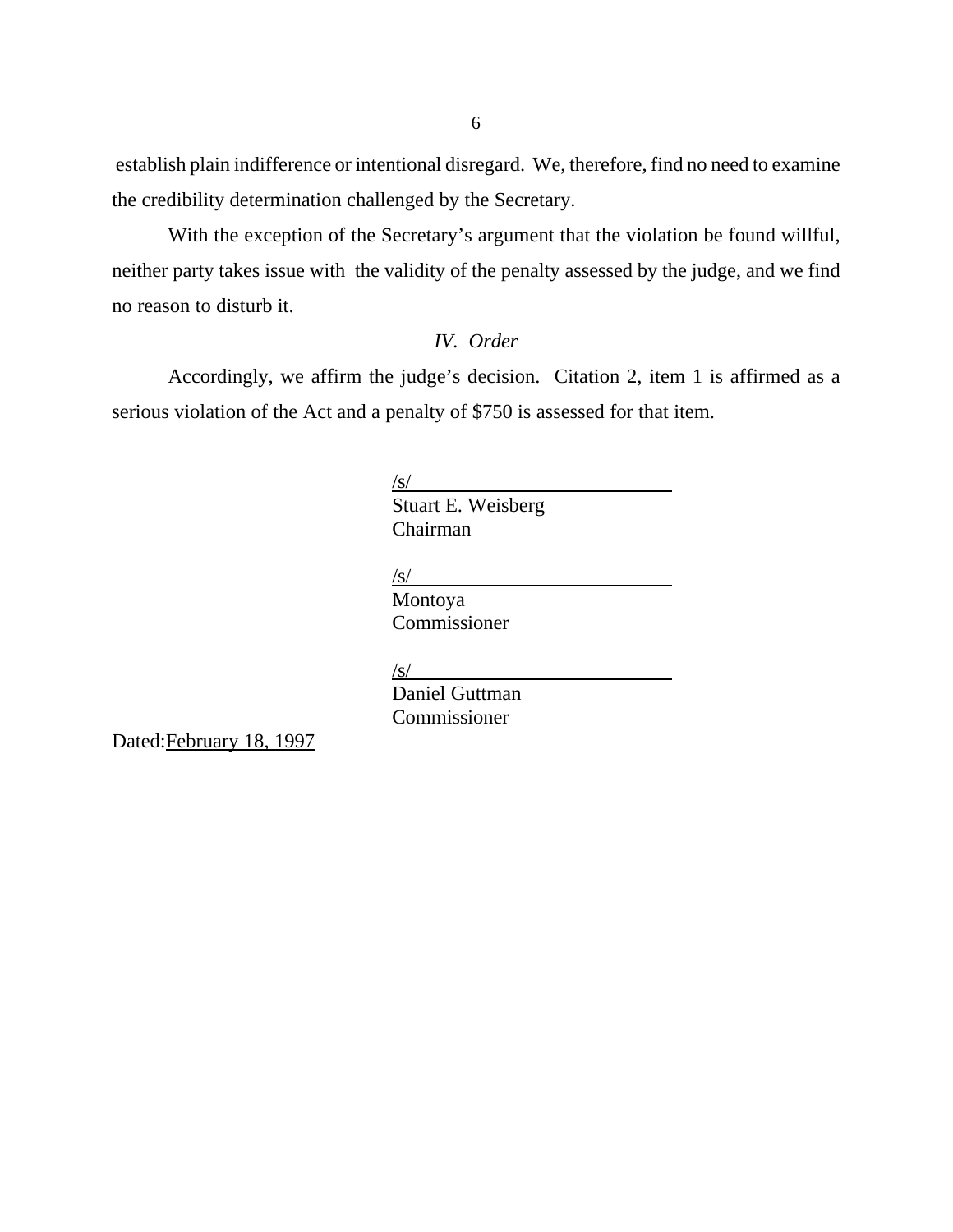establish plain indifference or intentional disregard. We, therefore, find no need to examine the credibility determination challenged by the Secretary.

With the exception of the Secretary's argument that the violation be found willful, neither party takes issue with the validity of the penalty assessed by the judge, and we find no reason to disturb it.

*IV. Order*

Accordingly, we affirm the judge's decision. Citation 2, item 1 is affirmed as a serious violation of the Act and a penalty of $750 is assessed for that item.

/s/
Stuart E. Weisberg
Chairman

/s/
Montoya
Commissioner

/s/
Daniel Guttman
Commissioner

Dated: February 18, 1997